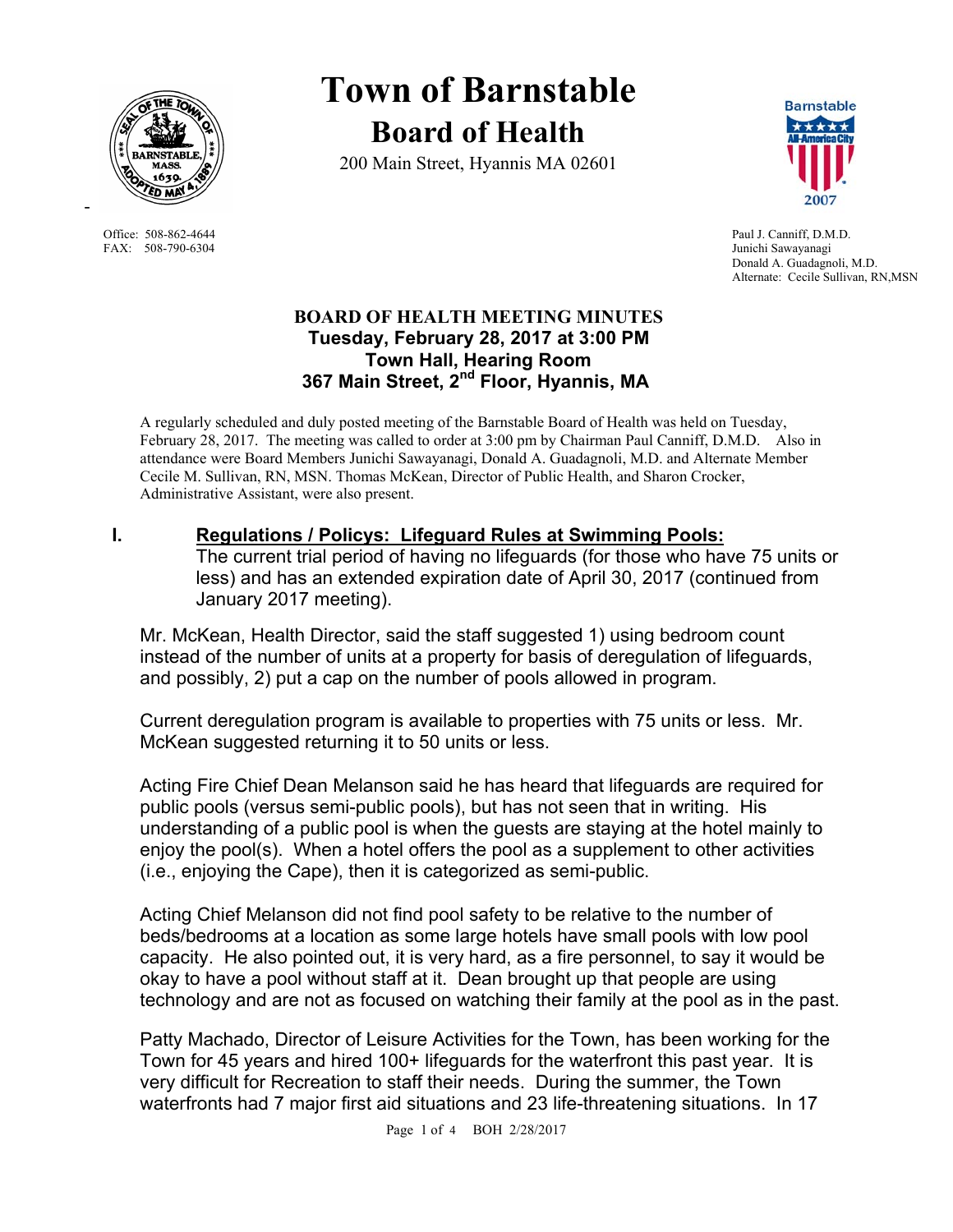# Town of Barnstable

## Board of Health

200 Main Street, Hyannis MA 02601

Office: 508-862-4644
FAX: 508-790-6304

Paul J. Canniff, D.M.D.
Junichi Sawayanagi
Donald A. Guadagnoli, M.D.
Alternate: Cecile Sullivan, RN,MSN

### BOARD OF HEALTH MEETING MINUTES
### Tuesday, February 28, 2017 at 3:00 PM
### Town Hall, Hearing Room
### 367 Main Street, 2nd Floor, Hyannis, MA

A regularly scheduled and duly posted meeting of the Barnstable Board of Health was held on Tuesday, February 28, 2017. The meeting was called to order at 3:00 pm by Chairman Paul Canniff, D.M.D. Also in attendance were Board Members Junichi Sawayanagi, Donald A. Guadagnoli, M.D. and Alternate Member Cecile M. Sullivan, RN, MSN. Thomas McKean, Director of Public Health, and Sharon Crocker, Administrative Assistant, were also present.

**I. <u>Regulations / Policys: Lifeguard Rules at Swimming Pools:</u>**
The current trial period of having no lifeguards (for those who have 75 units or less) and has an extended expiration date of April 30, 2017 (continued from January 2017 meeting).

Mr. McKean, Health Director, said the staff suggested 1) using bedroom count instead of the number of units at a property for basis of deregulation of lifeguards, and possibly, 2) put a cap on the number of pools allowed in program.

Current deregulation program is available to properties with 75 units or less. Mr. McKean suggested returning it to 50 units or less.

Acting Fire Chief Dean Melanson said he has heard that lifeguards are required for public pools (versus semi-public pools), but has not seen that in writing. His understanding of a public pool is when the guests are staying at the hotel mainly to enjoy the pool(s). When a hotel offers the pool as a supplement to other activities (i.e., enjoying the Cape), then it is categorized as semi-public.

Acting Chief Melanson did not find pool safety to be relative to the number of beds/bedrooms at a location as some large hotels have small pools with low pool capacity. He also pointed out, it is very hard, as a fire personnel, to say it would be okay to have a pool without staff at it. Dean brought up that people are using technology and are not as focused on watching their family at the pool as in the past.

Patty Machado, Director of Leisure Activities for the Town, has been working for the Town for 45 years and hired 100+ lifeguards for the waterfront this past year. It is very difficult for Recreation to staff their needs. During the summer, the Town waterfronts had 7 major first aid situations and 23 life-threatening situations. In 17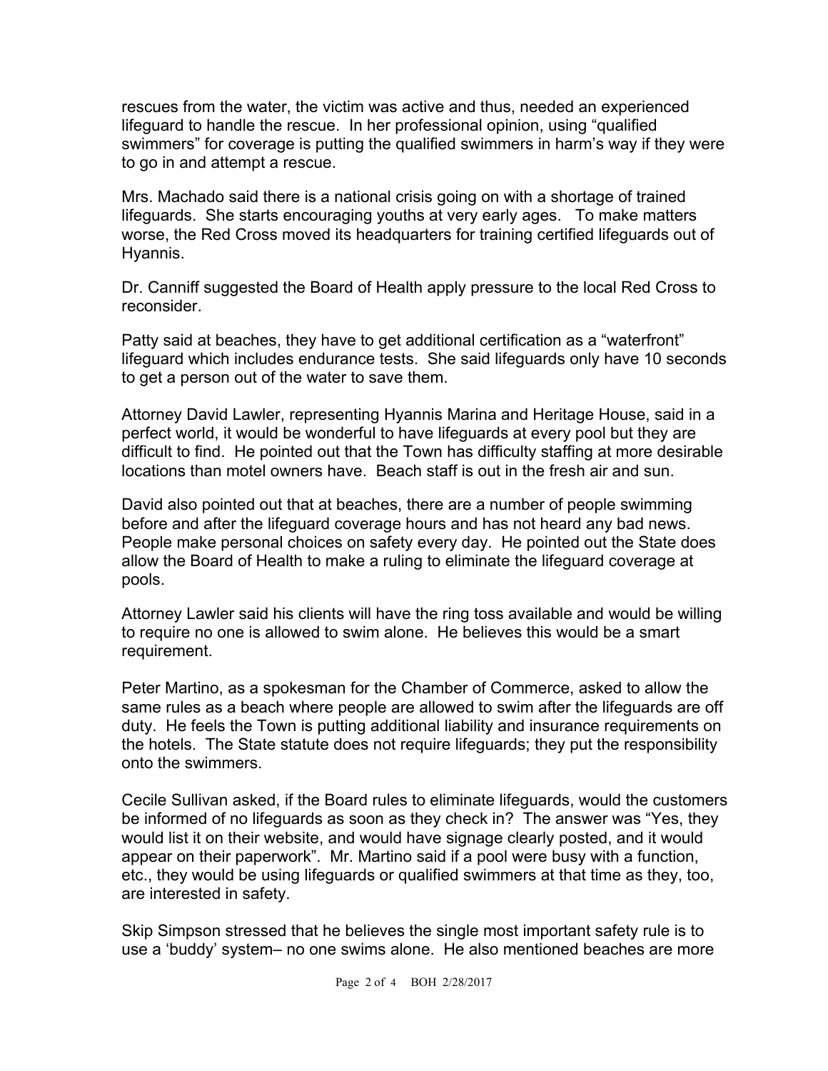rescues from the water, the victim was active and thus, needed an experienced lifeguard to handle the rescue. In her professional opinion, using "qualified swimmers" for coverage is putting the qualified swimmers in harm's way if they were to go in and attempt a rescue.

Mrs. Machado said there is a national crisis going on with a shortage of trained lifeguards. She starts encouraging youths at very early ages. To make matters worse, the Red Cross moved its headquarters for training certified lifeguards out of Hyannis.

Dr. Canniff suggested the Board of Health apply pressure to the local Red Cross to reconsider.

Patty said at beaches, they have to get additional certification as a "waterfront" lifeguard which includes endurance tests. She said lifeguards only have 10 seconds to get a person out of the water to save them.

Attorney David Lawler, representing Hyannis Marina and Heritage House, said in a perfect world, it would be wonderful to have lifeguards at every pool but they are difficult to find. He pointed out that the Town has difficulty staffing at more desirable locations than motel owners have. Beach staff is out in the fresh air and sun.

David also pointed out that at beaches, there are a number of people swimming before and after the lifeguard coverage hours and has not heard any bad news. People make personal choices on safety every day. He pointed out the State does allow the Board of Health to make a ruling to eliminate the lifeguard coverage at pools.

Attorney Lawler said his clients will have the ring toss available and would be willing to require no one is allowed to swim alone. He believes this would be a smart requirement.

Peter Martino, as a spokesman for the Chamber of Commerce, asked to allow the same rules as a beach where people are allowed to swim after the lifeguards are off duty. He feels the Town is putting additional liability and insurance requirements on the hotels. The State statute does not require lifeguards; they put the responsibility onto the swimmers.

Cecile Sullivan asked, if the Board rules to eliminate lifeguards, would the customers be informed of no lifeguards as soon as they check in? The answer was "Yes, they would list it on their website, and would have signage clearly posted, and it would appear on their paperwork". Mr. Martino said if a pool were busy with a function, etc., they would be using lifeguards or qualified swimmers at that time as they, too, are interested in safety.

Skip Simpson stressed that he believes the single most important safety rule is to use a 'buddy' system– no one swims alone. He also mentioned beaches are more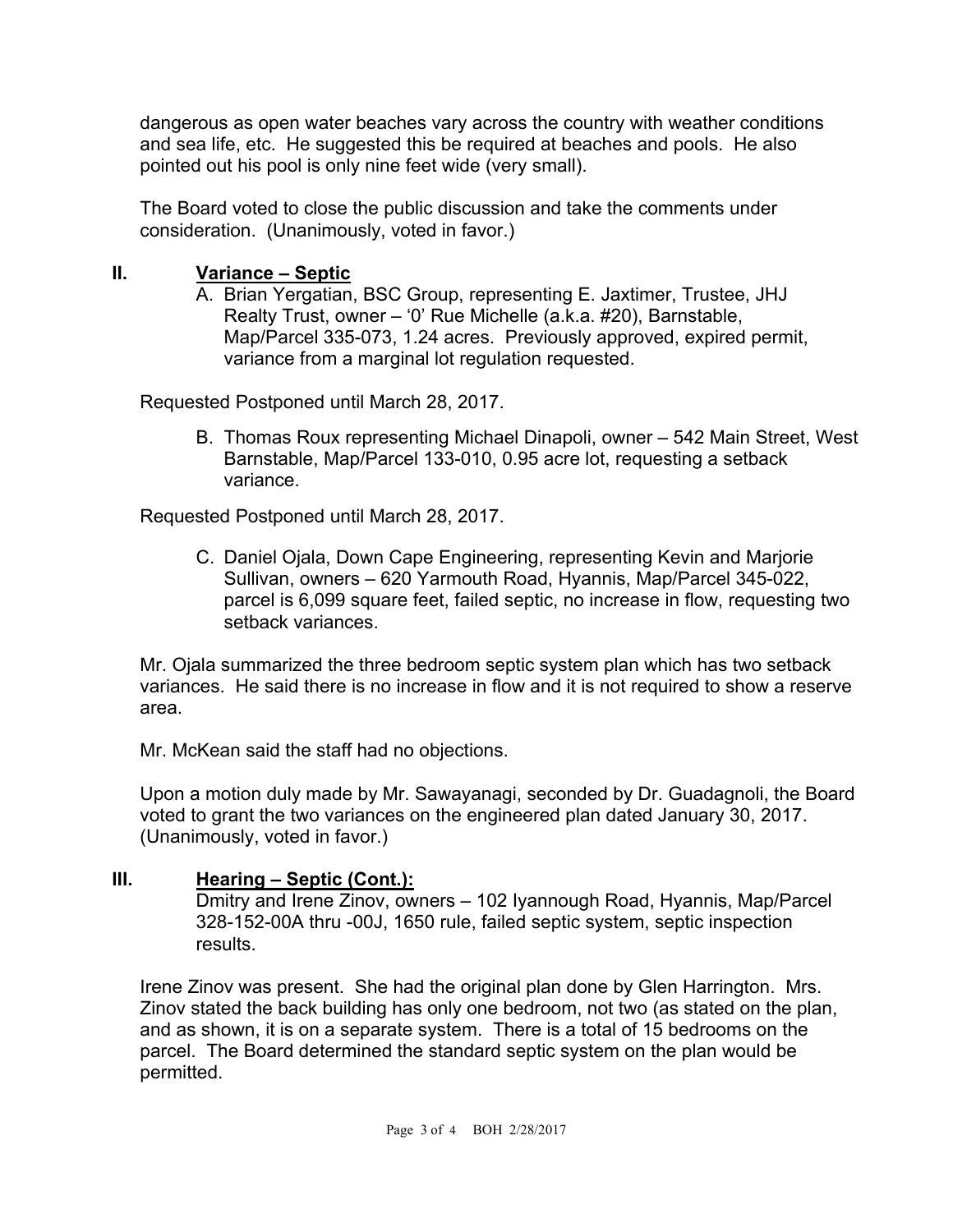dangerous as open water beaches vary across the country with weather conditions and sea life, etc. He suggested this be required at beaches and pools. He also pointed out his pool is only nine feet wide (very small).

The Board voted to close the public discussion and take the comments under consideration. (Unanimously, voted in favor.)

## II. Variance – Septic

A. Brian Yergatian, BSC Group, representing E. Jaxtimer, Trustee, JHJ Realty Trust, owner – '0' Rue Michelle (a.k.a. #20), Barnstable, Map/Parcel 335-073, 1.24 acres. Previously approved, expired permit, variance from a marginal lot regulation requested.

Requested Postponed until March 28, 2017.

B. Thomas Roux representing Michael Dinapoli, owner – 542 Main Street, West Barnstable, Map/Parcel 133-010, 0.95 acre lot, requesting a setback variance.

Requested Postponed until March 28, 2017.

C. Daniel Ojala, Down Cape Engineering, representing Kevin and Marjorie Sullivan, owners – 620 Yarmouth Road, Hyannis, Map/Parcel 345-022, parcel is 6,099 square feet, failed septic, no increase in flow, requesting two setback variances.

Mr. Ojala summarized the three bedroom septic system plan which has two setback variances. He said there is no increase in flow and it is not required to show a reserve area.

Mr. McKean said the staff had no objections.

Upon a motion duly made by Mr. Sawayanagi, seconded by Dr. Guadagnoli, the Board voted to grant the two variances on the engineered plan dated January 30, 2017. (Unanimously, voted in favor.)

## III. Hearing – Septic (Cont.):

Dmitry and Irene Zinov, owners – 102 Iyannough Road, Hyannis, Map/Parcel 328-152-00A thru -00J, 1650 rule, failed septic system, septic inspection results.

Irene Zinov was present. She had the original plan done by Glen Harrington. Mrs. Zinov stated the back building has only one bedroom, not two (as stated on the plan, and as shown, it is on a separate system. There is a total of 15 bedrooms on the parcel. The Board determined the standard septic system on the plan would be permitted.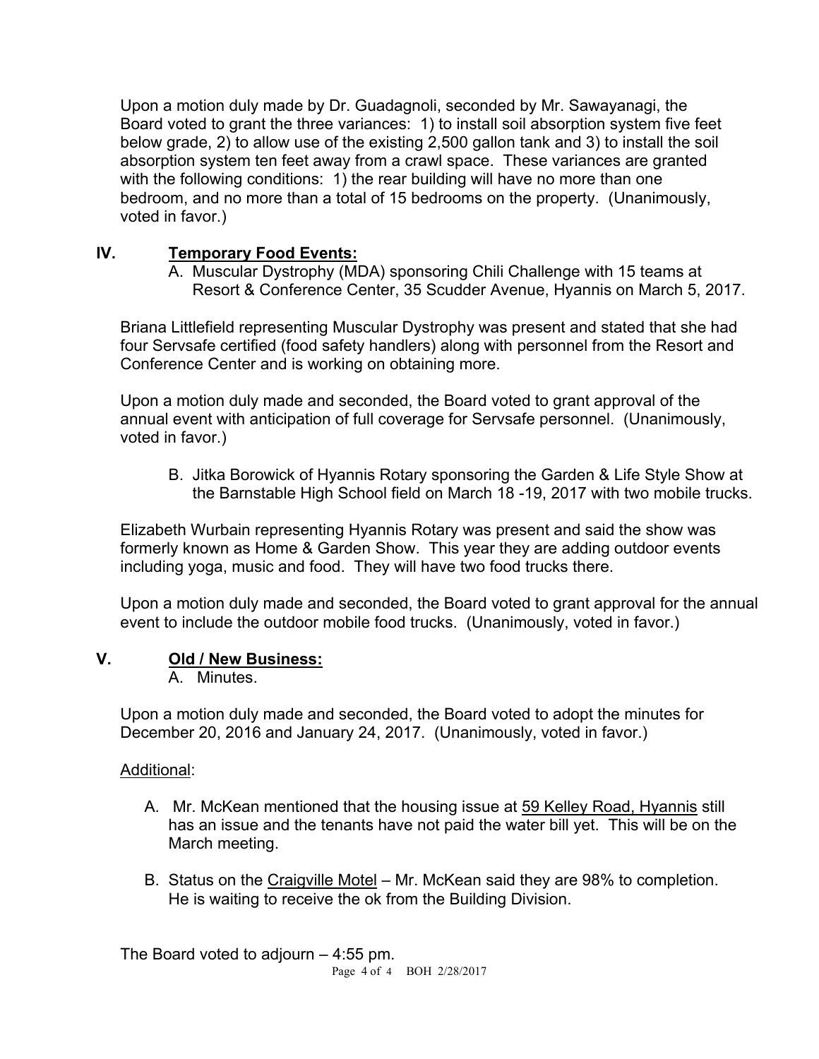Upon a motion duly made by Dr. Guadagnoli, seconded by Mr. Sawayanagi, the Board voted to grant the three variances: 1) to install soil absorption system five feet below grade, 2) to allow use of the existing 2,500 gallon tank and 3) to install the soil absorption system ten feet away from a crawl space. These variances are granted with the following conditions: 1) the rear building will have no more than one bedroom, and no more than a total of 15 bedrooms on the property. (Unanimously, voted in favor.)

## IV. Temporary Food Events:

A. Muscular Dystrophy (MDA) sponsoring Chili Challenge with 15 teams at Resort & Conference Center, 35 Scudder Avenue, Hyannis on March 5, 2017.

Briana Littlefield representing Muscular Dystrophy was present and stated that she had four Servsafe certified (food safety handlers) along with personnel from the Resort and Conference Center and is working on obtaining more.

Upon a motion duly made and seconded, the Board voted to grant approval of the annual event with anticipation of full coverage for Servsafe personnel. (Unanimously, voted in favor.)

B. Jitka Borowick of Hyannis Rotary sponsoring the Garden & Life Style Show at the Barnstable High School field on March 18 -19, 2017 with two mobile trucks.

Elizabeth Wurbain representing Hyannis Rotary was present and said the show was formerly known as Home & Garden Show. This year they are adding outdoor events including yoga, music and food. They will have two food trucks there.

Upon a motion duly made and seconded, the Board voted to grant approval for the annual event to include the outdoor mobile food trucks. (Unanimously, voted in favor.)

## V. Old / New Business:

A. Minutes.

Upon a motion duly made and seconded, the Board voted to adopt the minutes for December 20, 2016 and January 24, 2017. (Unanimously, voted in favor.)

Additional:

A. Mr. McKean mentioned that the housing issue at 59 Kelley Road, Hyannis still has an issue and the tenants have not paid the water bill yet. This will be on the March meeting.

B. Status on the Craigville Motel – Mr. McKean said they are 98% to completion. He is waiting to receive the ok from the Building Division.

The Board voted to adjourn – 4:55 pm.